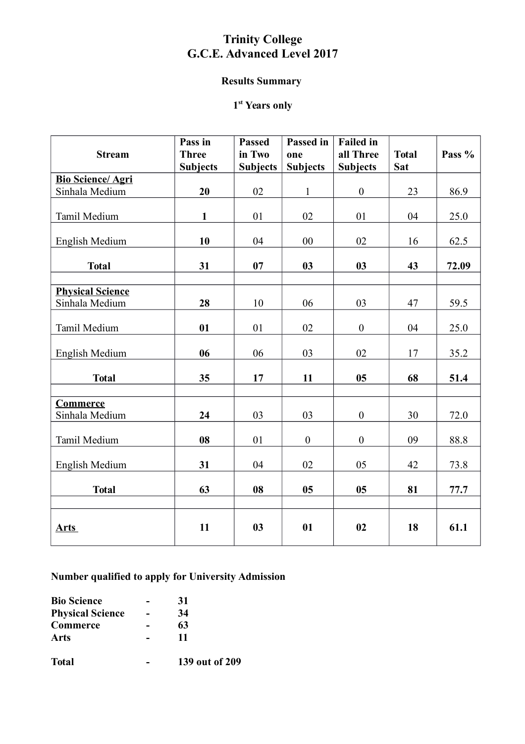# Trinity College
# G.C.E. Advanced Level 2017

### Results Summary

### 1st Years only

| Stream | Pass in Three Subjects | Passed in Two Subjects | Passed in one Subjects | Failed in all Three Subjects | Total Sat | Pass % |
|---|---|---|---|---|---|---|
| **Bio Science/ Agri** Sinhala Medium | **20** | 02 | 1 | 0 | 23 | 86.9 |
| Tamil Medium | **1** | 01 | 02 | 01 | 04 | 25.0 |
| English Medium | **10** | 04 | 00 | 02 | 16 | 62.5 |
| **Total** | **31** | **07** | **03** | **03** | **43** | **72.09** |
| | | | | | | |
| **Physical Science** Sinhala Medium | **28** | 10 | 06 | 03 | 47 | 59.5 |
| Tamil Medium | **01** | 01 | 02 | 0 | 04 | 25.0 |
| English Medium | **06** | 06 | 03 | 02 | 17 | 35.2 |
| **Total** | **35** | **17** | **11** | **05** | **68** | **51.4** |
| | | | | | | |
| **Commerce** Sinhala Medium | **24** | 03 | 03 | 0 | 30 | 72.0 |
| Tamil Medium | **08** | 01 | 0 | 0 | 09 | 88.8 |
| English Medium | **31** | 04 | 02 | 05 | 42 | 73.8 |
| **Total** | **63** | **08** | **05** | **05** | **81** | **77.7** |
| | | | | | | |
| **Arts** | **11** | **03** | **01** | **02** | **18** | **61.1** |

**Number qualified to apply for University Admission**

**Bio Science - 31**
**Physical Science - 34**
**Commerce - 63**
**Arts - 11**

**Total - 139 out of 209**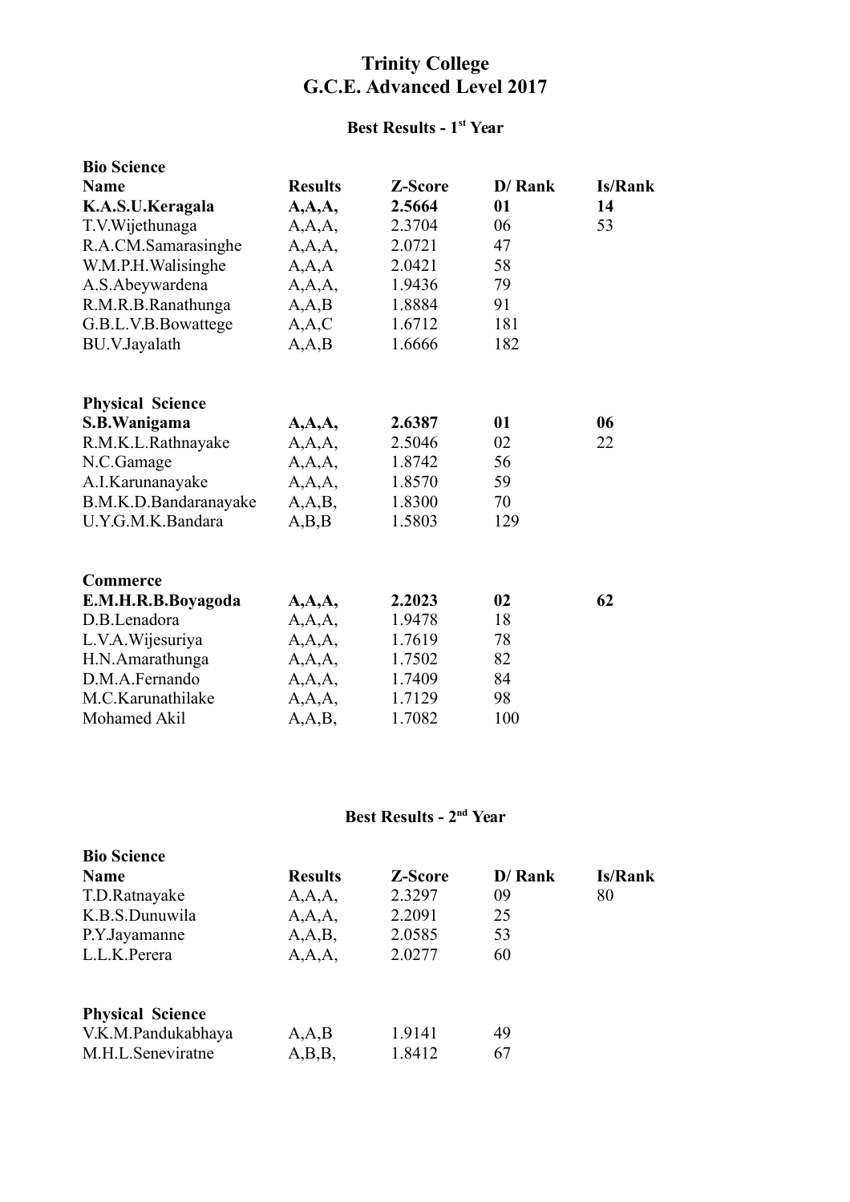# Trinity College
# G.C.E. Advanced Level 2017

## Best Results - 1st Year

### Bio Science

| Name | Results | Z-Score | D/ Rank | Is/Rank |
|---|---|---|---|---|
| **K.A.S.U.Keragala** | **A,A,A,** | **2.5664** | **01** | **14** |
| T.V.Wijethunaga | A,A,A, | 2.3704 | 06 | 53 |
| R.A.CM.Samarasinghe | A,A,A, | 2.0721 | 47 | |
| W.M.P.H.Walisinghe | A,A,A | 2.0421 | 58 | |
| A.S.Abeywardena | A,A,A, | 1.9436 | 79 | |
| R.M.R.B.Ranathunga | A,A,B | 1.8884 | 91 | |
| G.B.L.V.B.Bowattege | A,A,C | 1.6712 | 181 | |
| BU.V.Jayalath | A,A,B | 1.6666 | 182 | |

### Physical Science

| Name | Results | Z-Score | D/ Rank | Is/Rank |
|---|---|---|---|---|
| **S.B.Wanigama** | **A,A,A,** | **2.6387** | **01** | **06** |
| R.M.K.L.Rathnayake | A,A,A, | 2.5046 | 02 | 22 |
| N.C.Gamage | A,A,A, | 1.8742 | 56 | |
| A.I.Karunanayake | A,A,A, | 1.8570 | 59 | |
| B.M.K.D.Bandaranayake | A,A,B, | 1.8300 | 70 | |
| U.Y.G.M.K.Bandara | A,B,B | 1.5803 | 129 | |

### Commerce

| Name | Results | Z-Score | D/ Rank | Is/Rank |
|---|---|---|---|---|
| **E.M.H.R.B.Boyagoda** | **A,A,A,** | **2.2023** | **02** | **62** |
| D.B.Lenadora | A,A,A, | 1.9478 | 18 | |
| L.V.A.Wijesuriya | A,A,A, | 1.7619 | 78 | |
| H.N.Amarathunga | A,A,A, | 1.7502 | 82 | |
| D.M.A.Fernando | A,A,A, | 1.7409 | 84 | |
| M.C.Karunathilake | A,A,A, | 1.7129 | 98 | |
| Mohamed Akil | A,A,B, | 1.7082 | 100 | |

## Best Results - 2nd Year

### Bio Science

| Name | Results | Z-Score | D/ Rank | Is/Rank |
|---|---|---|---|---|
| T.D.Ratnayake | A,A,A, | 2.3297 | 09 | 80 |
| K.B.S.Dunuwila | A,A,A, | 2.2091 | 25 | |
| P.Y.Jayamanne | A,A,B, | 2.0585 | 53 | |
| L.L.K.Perera | A,A,A, | 2.0277 | 60 | |

### Physical Science

| Name | Results | Z-Score | D/ Rank | Is/Rank |
|---|---|---|---|---|
| V.K.M.Pandukabhaya | A,A,B | 1.9141 | 49 | |
| M.H.L.Seneviratne | A,B,B, | 1.8412 | 67 | |